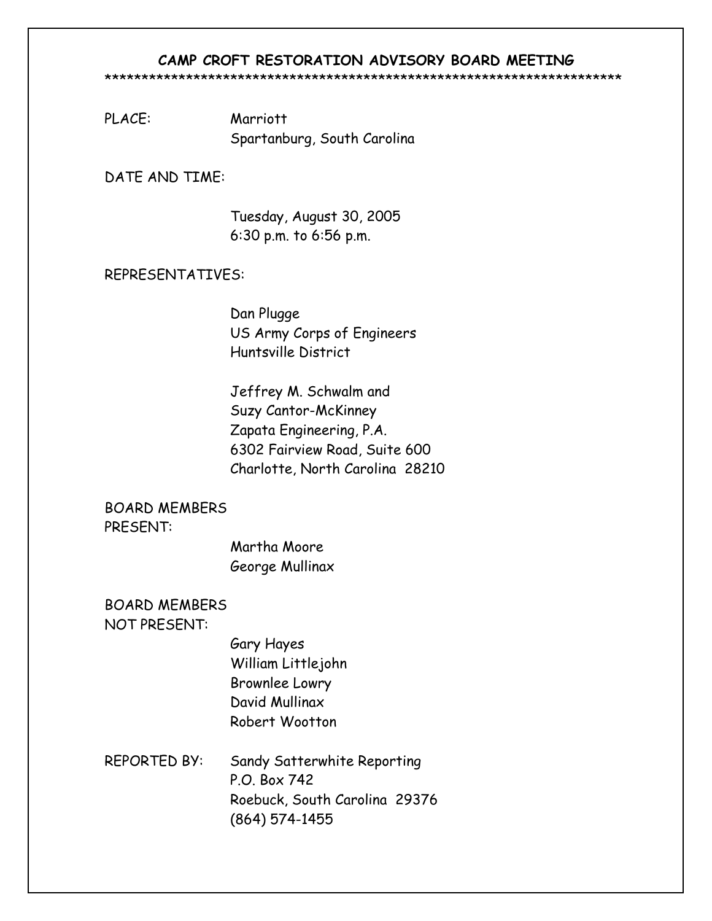# CAMP CROFT RESTORATION ADVISORY BOARD MEETING

***********************************************************************

PLACE: Marriott
Spartanburg, South Carolina

DATE AND TIME:

Tuesday, August 30, 2005
6:30 p.m. to 6:56 p.m.

REPRESENTATIVES:

Dan Plugge
US Army Corps of Engineers
Huntsville District

Jeffrey M. Schwalm and
Suzy Cantor-McKinney
Zapata Engineering, P.A.
6302 Fairview Road, Suite 600
Charlotte, North Carolina 28210

BOARD MEMBERS PRESENT:

Martha Moore
George Mullinax

BOARD MEMBERS NOT PRESENT:

Gary Hayes
William Littlejohn
Brownlee Lowry
David Mullinax
Robert Wootton

REPORTED BY: Sandy Satterwhite Reporting
P.O. Box 742
Roebuck, South Carolina 29376
(864) 574-1455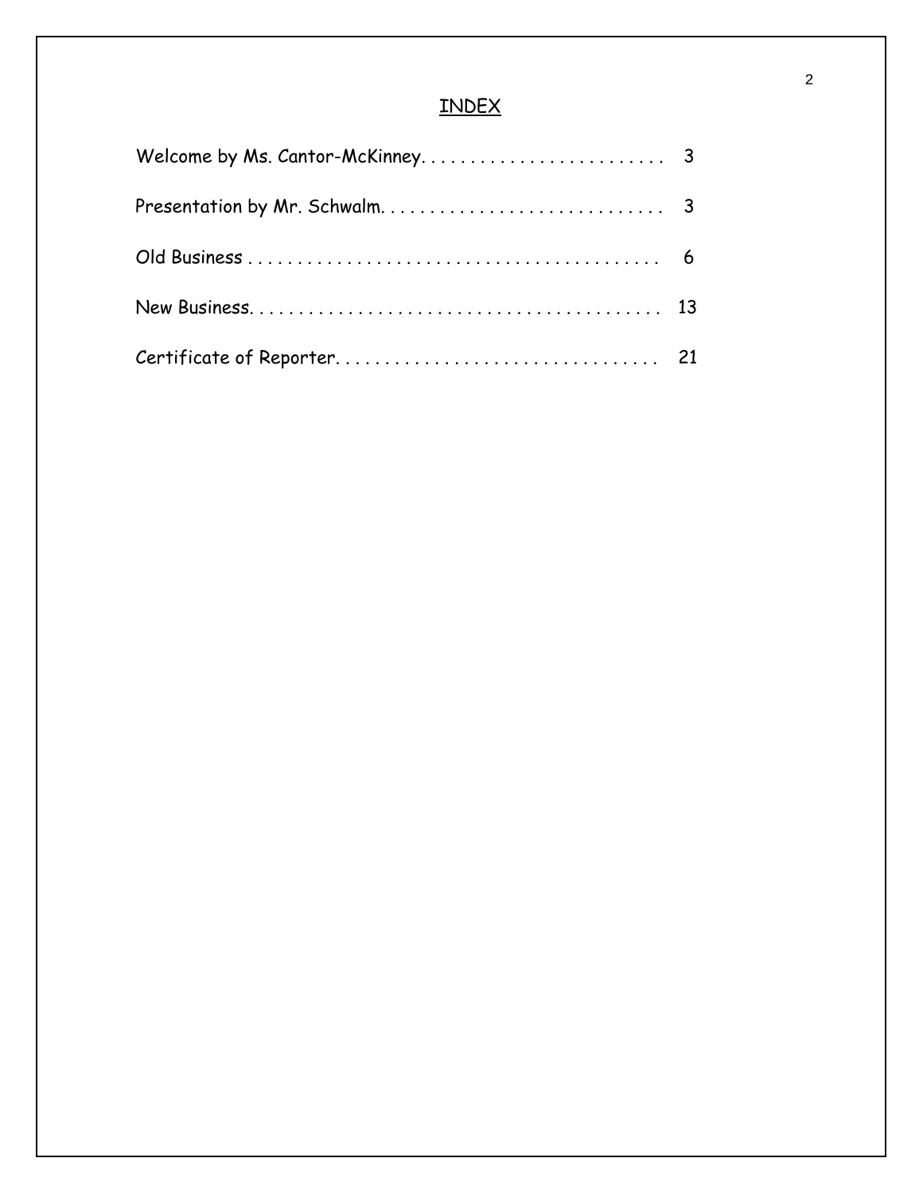# INDEX

Welcome by Ms. Cantor-McKinney. . . . . . . . . . . . . . . . . . . . . . . . . 3

Presentation by Mr. Schwalm. . . . . . . . . . . . . . . . . . . . . . . . . . . . . 3

Old Business . . . . . . . . . . . . . . . . . . . . . . . . . . . . . . . . . . . . . . . . . 6

New Business. . . . . . . . . . . . . . . . . . . . . . . . . . . . . . . . . . . . . . . . . 13

Certificate of Reporter. . . . . . . . . . . . . . . . . . . . . . . . . . . . . . . . 21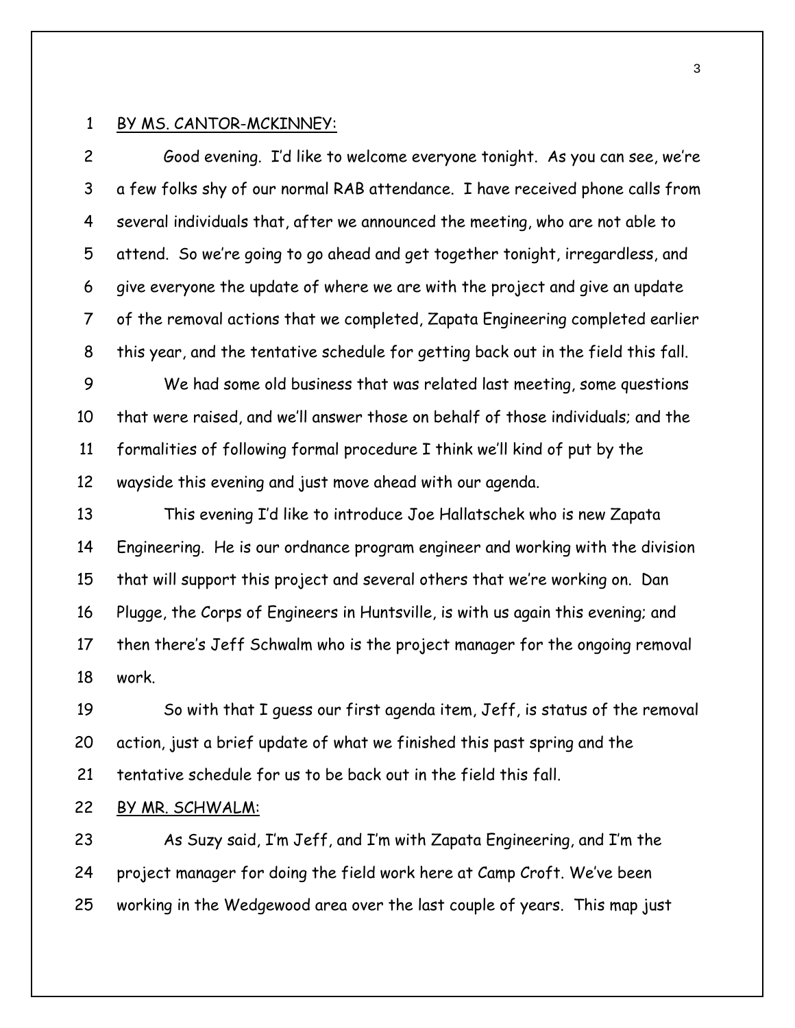BY MS. CANTOR-MCKINNEY:

Good evening. I'd like to welcome everyone tonight. As you can see, we're a few folks shy of our normal RAB attendance. I have received phone calls from several individuals that, after we announced the meeting, who are not able to attend. So we're going to go ahead and get together tonight, irregardless, and give everyone the update of where we are with the project and give an update of the removal actions that we completed, Zapata Engineering completed earlier this year, and the tentative schedule for getting back out in the field this fall.

We had some old business that was related last meeting, some questions that were raised, and we'll answer those on behalf of those individuals; and the formalities of following formal procedure I think we'll kind of put by the wayside this evening and just move ahead with our agenda.

This evening I'd like to introduce Joe Hallatschek who is new Zapata Engineering. He is our ordnance program engineer and working with the division that will support this project and several others that we're working on. Dan Plugge, the Corps of Engineers in Huntsville, is with us again this evening; and then there's Jeff Schwalm who is the project manager for the ongoing removal work.

So with that I guess our first agenda item, Jeff, is status of the removal action, just a brief update of what we finished this past spring and the tentative schedule for us to be back out in the field this fall.

BY MR. SCHWALM:

As Suzy said, I'm Jeff, and I'm with Zapata Engineering, and I'm the project manager for doing the field work here at Camp Croft. We've been working in the Wedgewood area over the last couple of years. This map just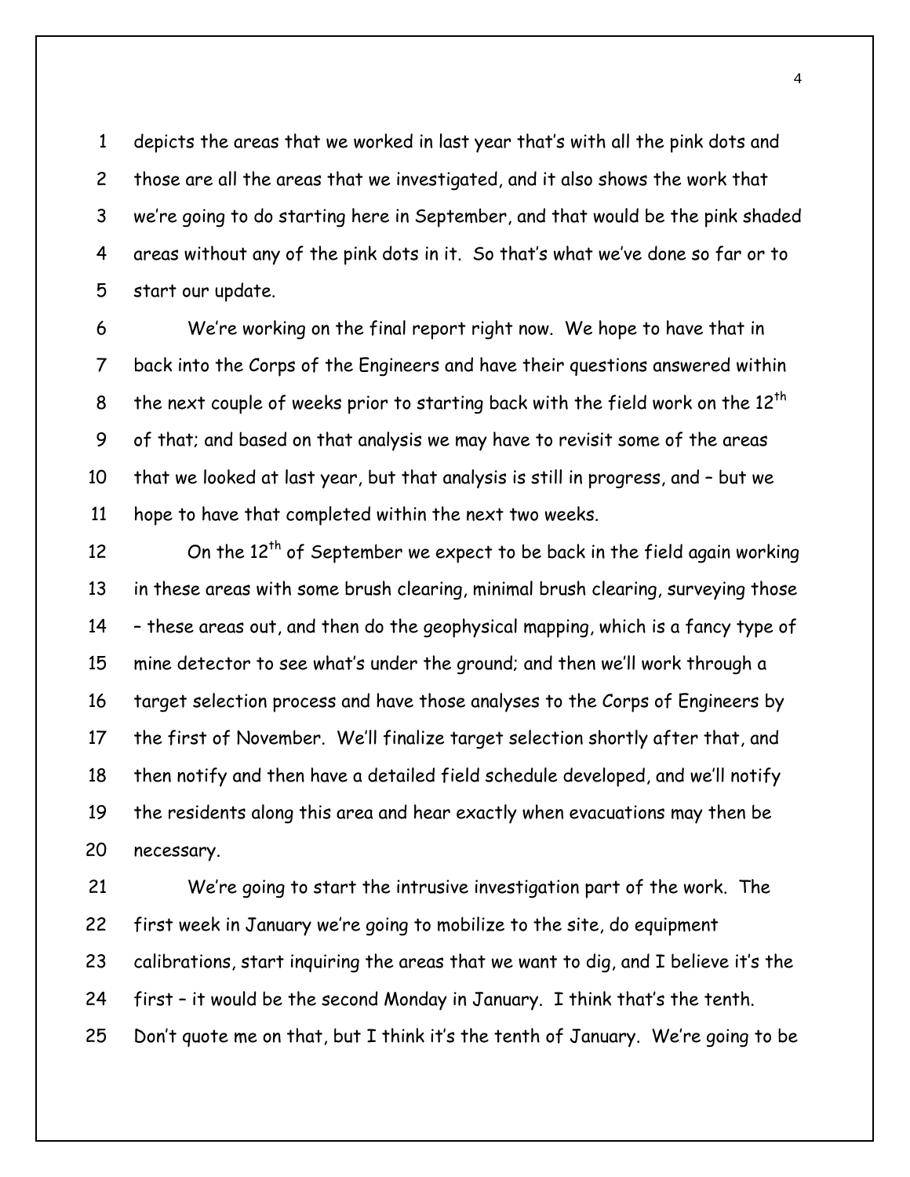depicts the areas that we worked in last year that's with all the pink dots and those are all the areas that we investigated, and it also shows the work that we're going to do starting here in September, and that would be the pink shaded areas without any of the pink dots in it. So that's what we've done so far or to start our update.

We're working on the final report right now. We hope to have that in back into the Corps of the Engineers and have their questions answered within the next couple of weeks prior to starting back with the field work on the 12th of that; and based on that analysis we may have to revisit some of the areas that we looked at last year, but that analysis is still in progress, and – but we hope to have that completed within the next two weeks.

On the 12th of September we expect to be back in the field again working in these areas with some brush clearing, minimal brush clearing, surveying those – these areas out, and then do the geophysical mapping, which is a fancy type of mine detector to see what's under the ground; and then we'll work through a target selection process and have those analyses to the Corps of Engineers by the first of November. We'll finalize target selection shortly after that, and then notify and then have a detailed field schedule developed, and we'll notify the residents along this area and hear exactly when evacuations may then be necessary.

We're going to start the intrusive investigation part of the work. The first week in January we're going to mobilize to the site, do equipment calibrations, start inquiring the areas that we want to dig, and I believe it's the first – it would be the second Monday in January. I think that's the tenth. Don't quote me on that, but I think it's the tenth of January. We're going to be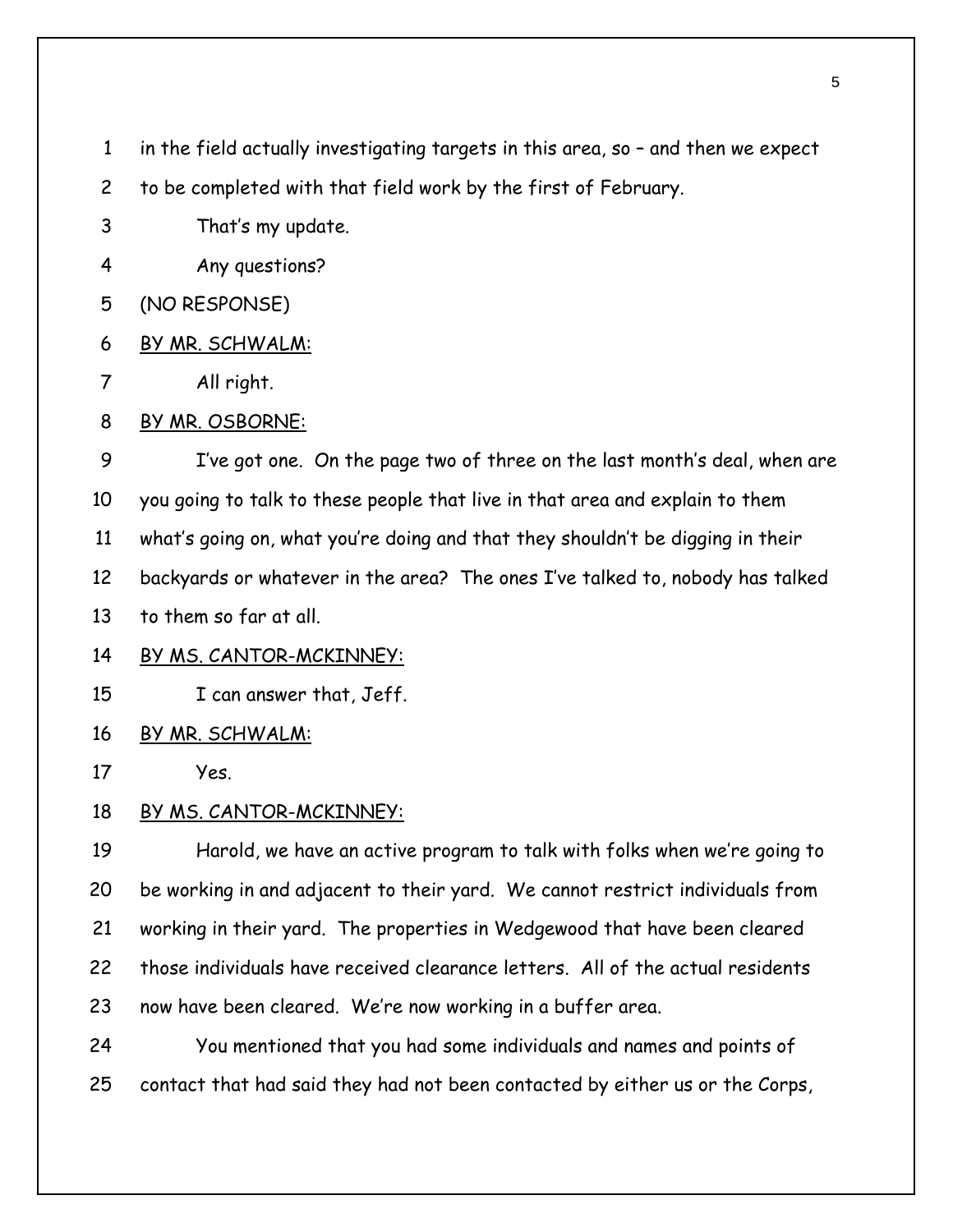in the field actually investigating targets in this area, so – and then we expect to be completed with that field work by the first of February.

That's my update.

Any questions?

(NO RESPONSE)

BY MR. SCHWALM:

All right.

BY MR. OSBORNE:

I've got one. On the page two of three on the last month's deal, when are you going to talk to these people that live in that area and explain to them what's going on, what you're doing and that they shouldn't be digging in their backyards or whatever in the area? The ones I've talked to, nobody has talked to them so far at all.

BY MS. CANTOR-MCKINNEY:

I can answer that, Jeff.

BY MR. SCHWALM:

Yes.

BY MS. CANTOR-MCKINNEY:

Harold, we have an active program to talk with folks when we're going to be working in and adjacent to their yard. We cannot restrict individuals from working in their yard. The properties in Wedgewood that have been cleared those individuals have received clearance letters. All of the actual residents now have been cleared. We're now working in a buffer area.

You mentioned that you had some individuals and names and points of contact that had said they had not been contacted by either us or the Corps,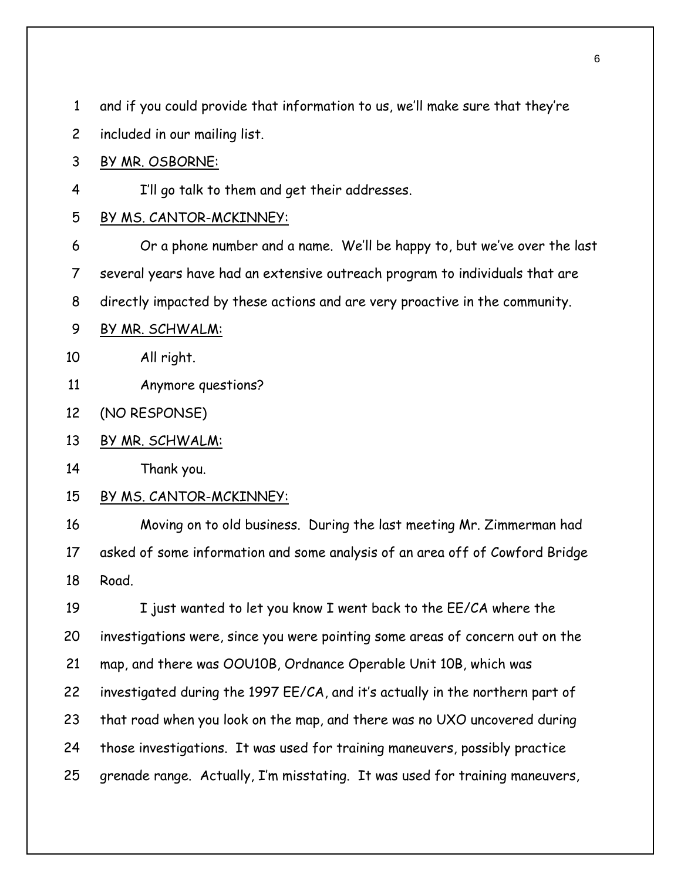and if you could provide that information to us, we'll make sure that they're included in our mailing list.

BY MR. OSBORNE:

I'll go talk to them and get their addresses.

BY MS. CANTOR-MCKINNEY:

Or a phone number and a name. We'll be happy to, but we've over the last several years have had an extensive outreach program to individuals that are directly impacted by these actions and are very proactive in the community.

BY MR. SCHWALM:

All right.

Anymore questions?

(NO RESPONSE)

BY MR. SCHWALM:

Thank you.

BY MS. CANTOR-MCKINNEY:

Moving on to old business. During the last meeting Mr. Zimmerman had asked of some information and some analysis of an area off of Cowford Bridge Road.

I just wanted to let you know I went back to the EE/CA where the investigations were, since you were pointing some areas of concern out on the map, and there was OOU10B, Ordnance Operable Unit 10B, which was investigated during the 1997 EE/CA, and it's actually in the northern part of that road when you look on the map, and there was no UXO uncovered during those investigations. It was used for training maneuvers, possibly practice grenade range. Actually, I'm misstating. It was used for training maneuvers,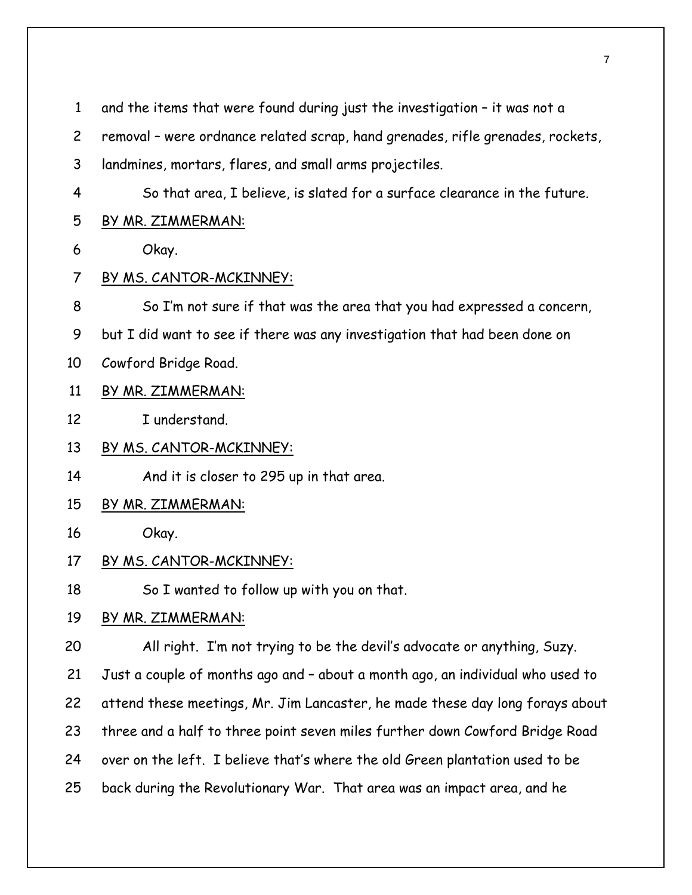and the items that were found during just the investigation – it was not a removal – were ordnance related scrap, hand grenades, rifle grenades, rockets, landmines, mortars, flares, and small arms projectiles.

So that area, I believe, is slated for a surface clearance in the future.

BY MR. ZIMMERMAN:

Okay.

BY MS. CANTOR-MCKINNEY:

So I'm not sure if that was the area that you had expressed a concern, but I did want to see if there was any investigation that had been done on Cowford Bridge Road.

BY MR. ZIMMERMAN:

I understand.

BY MS. CANTOR-MCKINNEY:

And it is closer to 295 up in that area.

BY MR. ZIMMERMAN:

Okay.

BY MS. CANTOR-MCKINNEY:

So I wanted to follow up with you on that.

BY MR. ZIMMERMAN:

All right. I'm not trying to be the devil's advocate or anything, Suzy. Just a couple of months ago and – about a month ago, an individual who used to attend these meetings, Mr. Jim Lancaster, he made these day long forays about three and a half to three point seven miles further down Cowford Bridge Road over on the left. I believe that's where the old Green plantation used to be back during the Revolutionary War. That area was an impact area, and he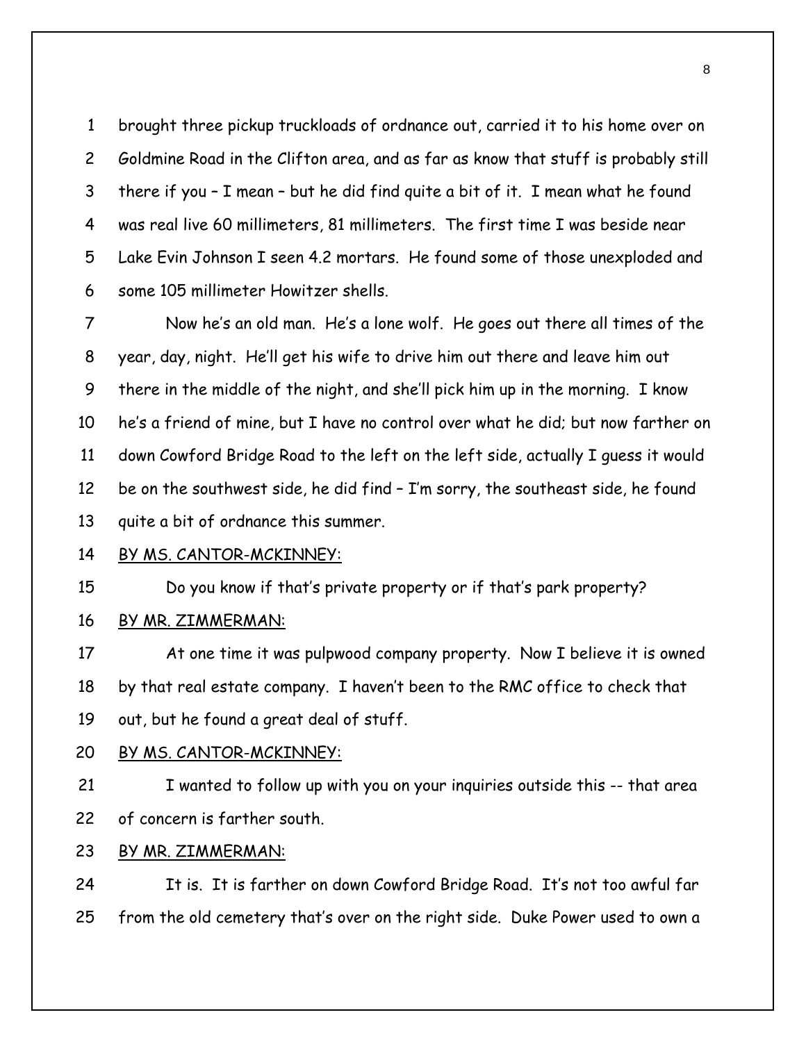1 brought three pickup truckloads of ordnance out, carried it to his home over on
2 Goldmine Road in the Clifton area, and as far as know that stuff is probably still
3 there if you – I mean – but he did find quite a bit of it. I mean what he found
4 was real live 60 millimeters, 81 millimeters. The first time I was beside near
5 Lake Evin Johnson I seen 4.2 mortars. He found some of those unexploded and
6 some 105 millimeter Howitzer shells.

7 Now he's an old man. He's a lone wolf. He goes out there all times of the
8 year, day, night. He'll get his wife to drive him out there and leave him out
9 there in the middle of the night, and she'll pick him up in the morning. I know
10 he's a friend of mine, but I have no control over what he did; but now farther on
11 down Cowford Bridge Road to the left on the left side, actually I guess it would
12 be on the southwest side, he did find – I'm sorry, the southeast side, he found
13 quite a bit of ordnance this summer.

14 BY MS. CANTOR-MCKINNEY:

15 Do you know if that's private property or if that's park property?

16 BY MR. ZIMMERMAN:

17 At one time it was pulpwood company property. Now I believe it is owned
18 by that real estate company. I haven't been to the RMC office to check that
19 out, but he found a great deal of stuff.

20 BY MS. CANTOR-MCKINNEY:

21 I wanted to follow up with you on your inquiries outside this -- that area
22 of concern is farther south.

23 BY MR. ZIMMERMAN:

24 It is. It is farther on down Cowford Bridge Road. It's not too awful far
25 from the old cemetery that's over on the right side. Duke Power used to own a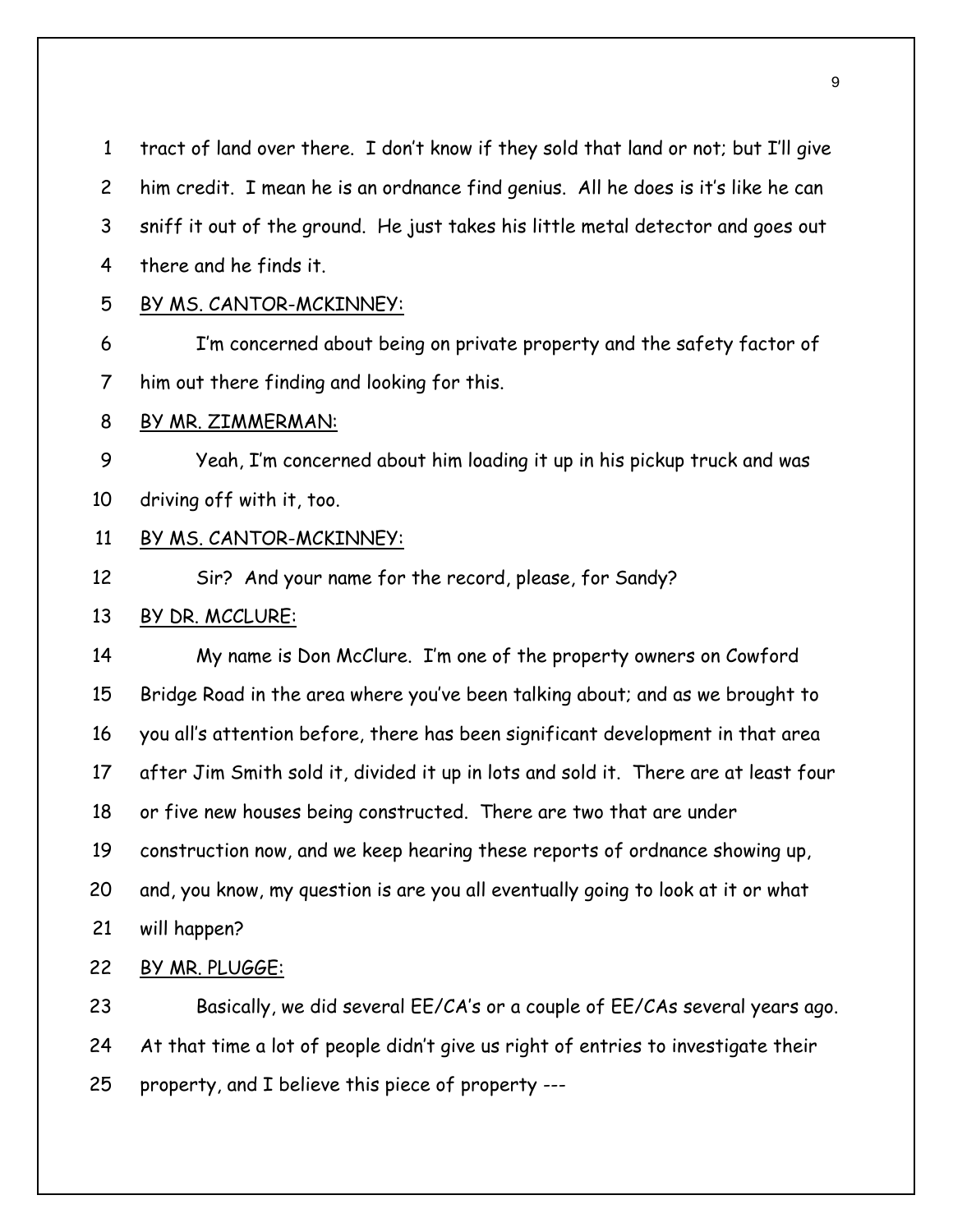1 tract of land over there. I don't know if they sold that land or not; but I'll give
2 him credit. I mean he is an ordnance find genius. All he does is it's like he can
3 sniff it out of the ground. He just takes his little metal detector and goes out
4 there and he finds it.

5 BY MS. CANTOR-MCKINNEY:

6 I'm concerned about being on private property and the safety factor of
7 him out there finding and looking for this.

8 BY MR. ZIMMERMAN:

9 Yeah, I'm concerned about him loading it up in his pickup truck and was
10 driving off with it, too.

11 BY MS. CANTOR-MCKINNEY:

12 Sir? And your name for the record, please, for Sandy?

13 BY DR. MCCLURE:

14 My name is Don McClure. I'm one of the property owners on Cowford
15 Bridge Road in the area where you've been talking about; and as we brought to
16 you all's attention before, there has been significant development in that area
17 after Jim Smith sold it, divided it up in lots and sold it. There are at least four
18 or five new houses being constructed. There are two that are under
19 construction now, and we keep hearing these reports of ordnance showing up,
20 and, you know, my question is are you all eventually going to look at it or what
21 will happen?

22 BY MR. PLUGGE:

23 Basically, we did several EE/CA's or a couple of EE/CAs several years ago.
24 At that time a lot of people didn't give us right of entries to investigate their
25 property, and I believe this piece of property ---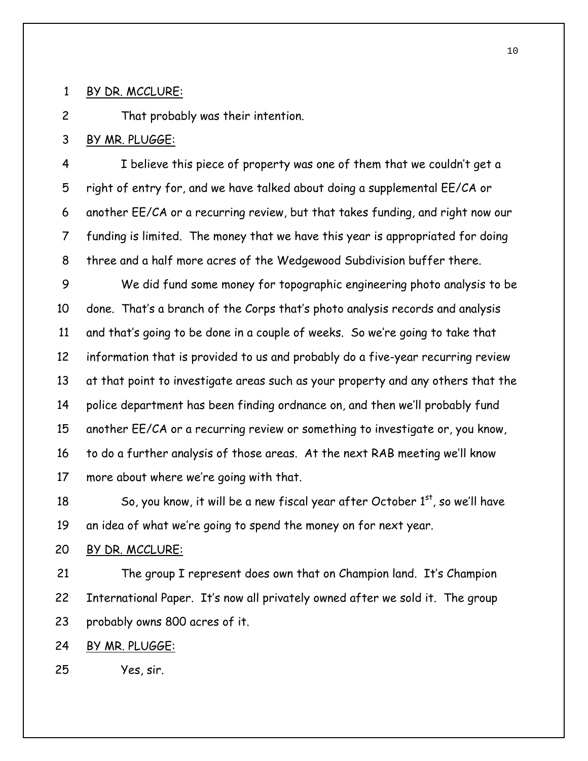BY DR. MCCLURE:

That probably was their intention.

BY MR. PLUGGE:

I believe this piece of property was one of them that we couldn't get a right of entry for, and we have talked about doing a supplemental EE/CA or another EE/CA or a recurring review, but that takes funding, and right now our funding is limited. The money that we have this year is appropriated for doing three and a half more acres of the Wedgewood Subdivision buffer there.

We did fund some money for topographic engineering photo analysis to be done. That's a branch of the Corps that's photo analysis records and analysis and that's going to be done in a couple of weeks. So we're going to take that information that is provided to us and probably do a five-year recurring review at that point to investigate areas such as your property and any others that the police department has been finding ordnance on, and then we'll probably fund another EE/CA or a recurring review or something to investigate or, you know, to do a further analysis of those areas. At the next RAB meeting we'll know more about where we're going with that.

So, you know, it will be a new fiscal year after October 1st, so we'll have an idea of what we're going to spend the money on for next year.

BY DR. MCCLURE:

The group I represent does own that on Champion land. It's Champion International Paper. It's now all privately owned after we sold it. The group probably owns 800 acres of it.

BY MR. PLUGGE:

Yes, sir.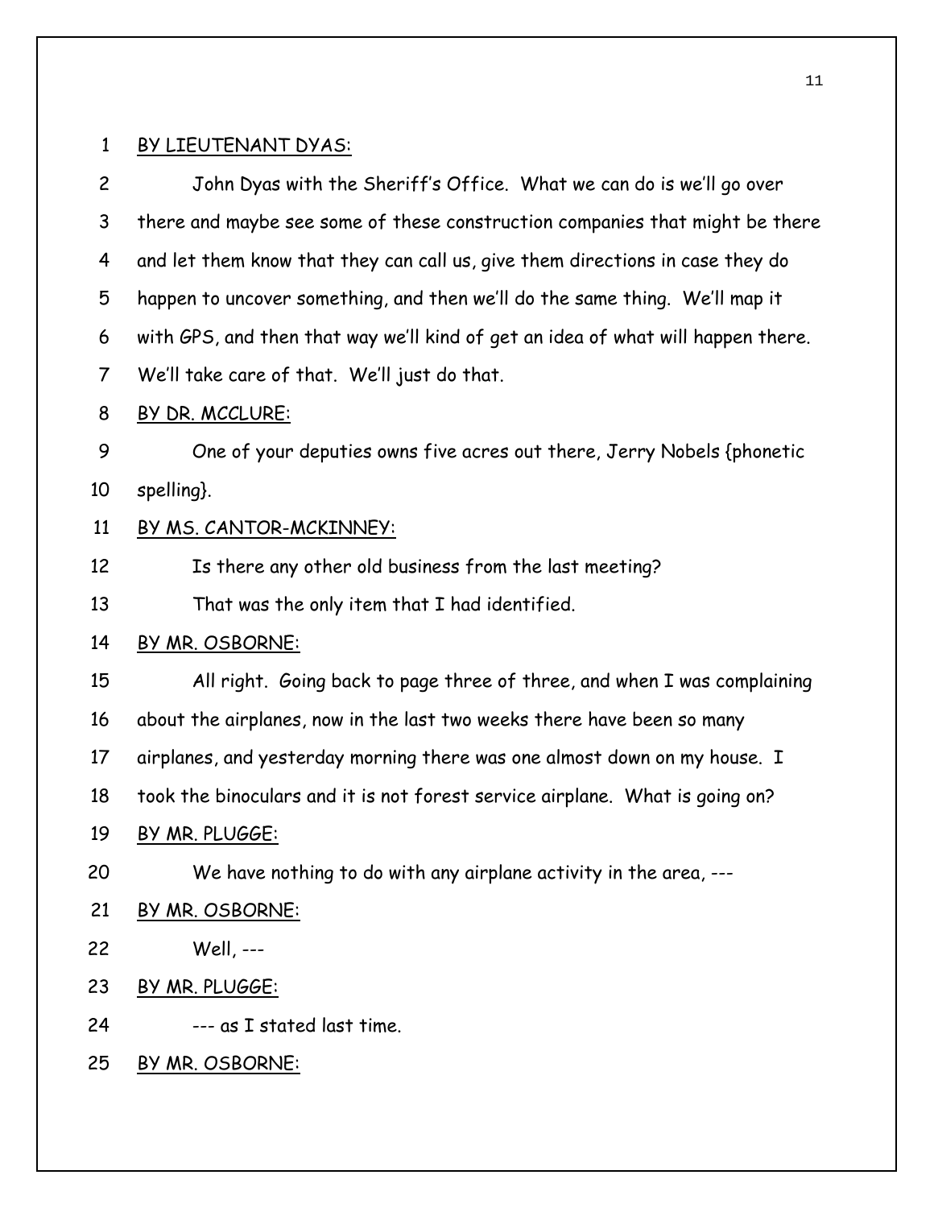BY LIEUTENANT DYAS:

John Dyas with the Sheriff's Office. What we can do is we'll go over there and maybe see some of these construction companies that might be there and let them know that they can call us, give them directions in case they do happen to uncover something, and then we'll do the same thing. We'll map it with GPS, and then that way we'll kind of get an idea of what will happen there. We'll take care of that. We'll just do that.

BY DR. MCCLURE:

One of your deputies owns five acres out there, Jerry Nobels {phonetic spelling}.

BY MS. CANTOR-MCKINNEY:

Is there any other old business from the last meeting?

That was the only item that I had identified.

BY MR. OSBORNE:

All right. Going back to page three of three, and when I was complaining about the airplanes, now in the last two weeks there have been so many airplanes, and yesterday morning there was one almost down on my house. I took the binoculars and it is not forest service airplane. What is going on?

BY MR. PLUGGE:

We have nothing to do with any airplane activity in the area, ---

BY MR. OSBORNE:

Well, ---

BY MR. PLUGGE:

--- as I stated last time.

BY MR. OSBORNE: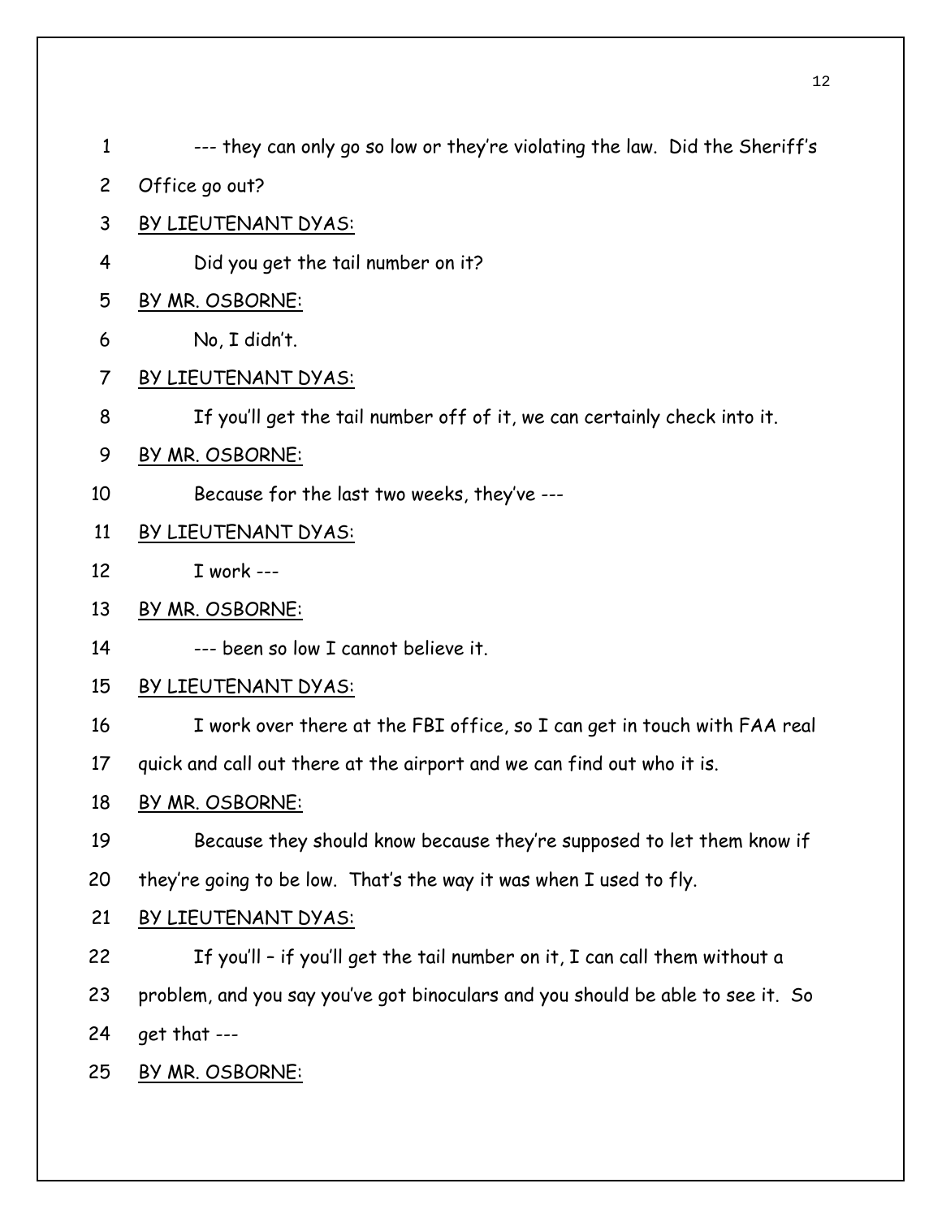--- they can only go so low or they're violating the law. Did the Sheriff's Office go out?

BY LIEUTENANT DYAS:

Did you get the tail number on it?

BY MR. OSBORNE:

No, I didn't.

BY LIEUTENANT DYAS:

If you'll get the tail number off of it, we can certainly check into it.

BY MR. OSBORNE:

Because for the last two weeks, they've ---

BY LIEUTENANT DYAS:

I work ---

BY MR. OSBORNE:

--- been so low I cannot believe it.

BY LIEUTENANT DYAS:

I work over there at the FBI office, so I can get in touch with FAA real quick and call out there at the airport and we can find out who it is.

BY MR. OSBORNE:

Because they should know because they're supposed to let them know if they're going to be low. That's the way it was when I used to fly.

BY LIEUTENANT DYAS:

If you'll – if you'll get the tail number on it, I can call them without a problem, and you say you've got binoculars and you should be able to see it. So get that ---

BY MR. OSBORNE: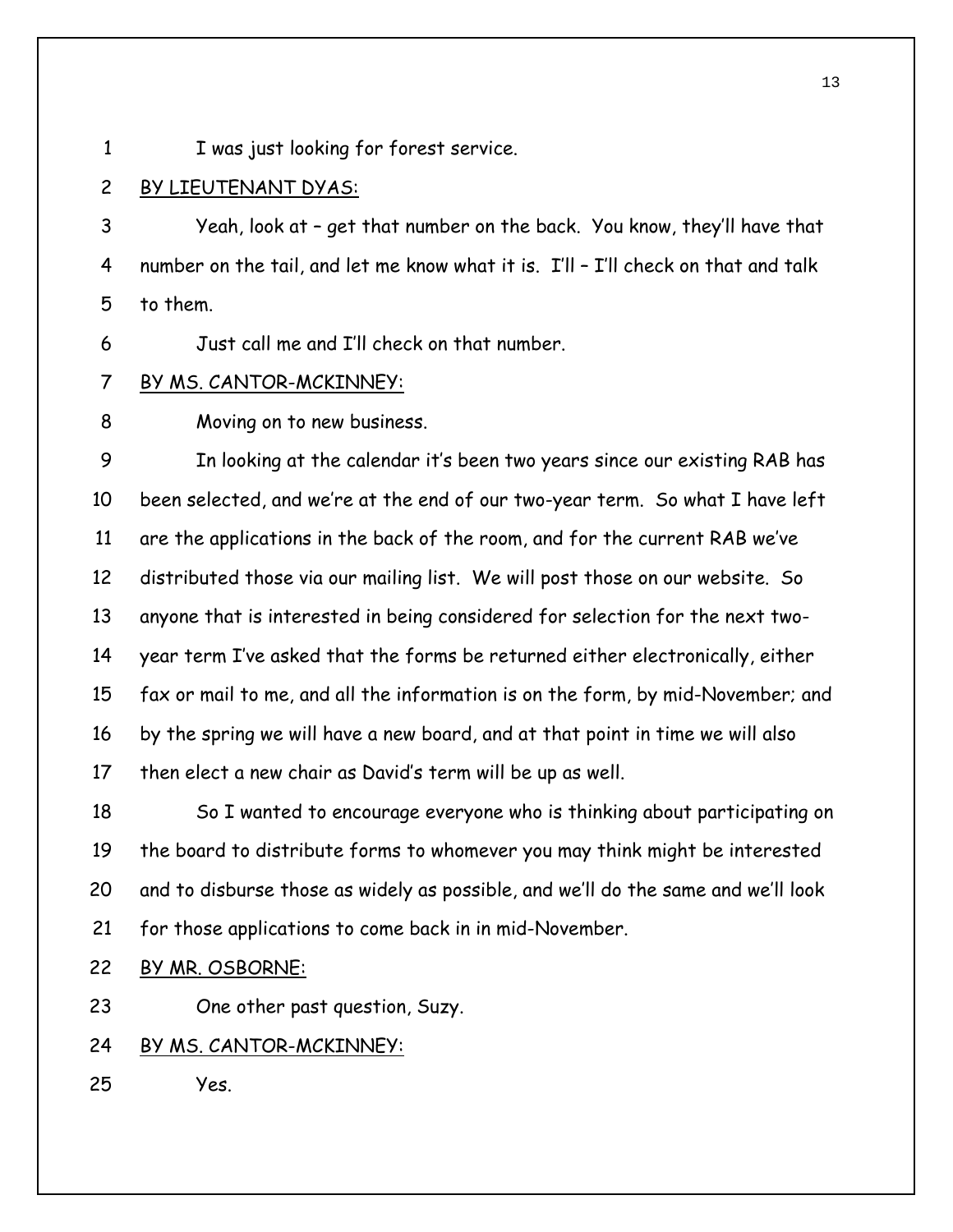I was just looking for forest service.

BY LIEUTENANT DYAS:

Yeah, look at – get that number on the back. You know, they'll have that number on the tail, and let me know what it is. I'll – I'll check on that and talk to them.

Just call me and I'll check on that number.

BY MS. CANTOR-MCKINNEY:

Moving on to new business.

In looking at the calendar it's been two years since our existing RAB has been selected, and we're at the end of our two-year term. So what I have left are the applications in the back of the room, and for the current RAB we've distributed those via our mailing list. We will post those on our website. So anyone that is interested in being considered for selection for the next two-year term I've asked that the forms be returned either electronically, either fax or mail to me, and all the information is on the form, by mid-November; and by the spring we will have a new board, and at that point in time we will also then elect a new chair as David's term will be up as well.

So I wanted to encourage everyone who is thinking about participating on the board to distribute forms to whomever you may think might be interested and to disburse those as widely as possible, and we'll do the same and we'll look for those applications to come back in in mid-November.

BY MR. OSBORNE:

One other past question, Suzy.

BY MS. CANTOR-MCKINNEY:

Yes.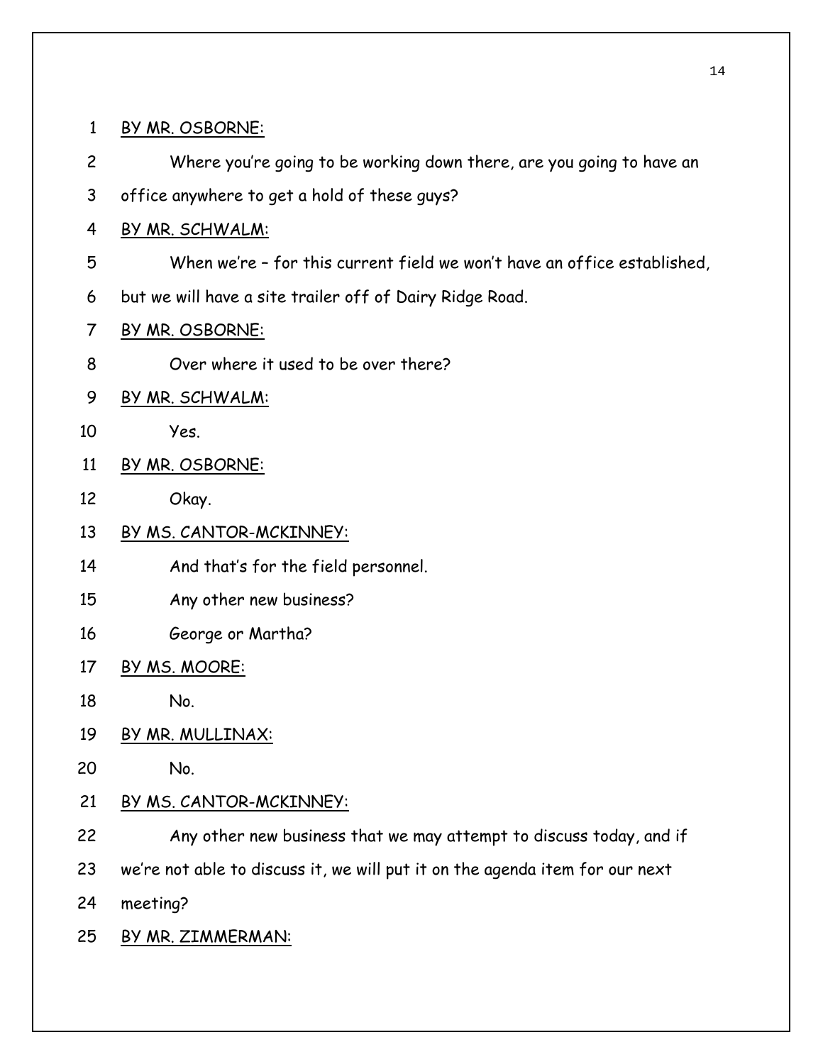BY MR. OSBORNE:

Where you're going to be working down there, are you going to have an office anywhere to get a hold of these guys?

BY MR. SCHWALM:

When we're – for this current field we won't have an office established, but we will have a site trailer off of Dairy Ridge Road.

BY MR. OSBORNE:

Over where it used to be over there?

BY MR. SCHWALM:

Yes.

BY MR. OSBORNE:

Okay.

BY MS. CANTOR-MCKINNEY:

And that's for the field personnel.

Any other new business?

George or Martha?

BY MS. MOORE:

No.

BY MR. MULLINAX:

No.

BY MS. CANTOR-MCKINNEY:

Any other new business that we may attempt to discuss today, and if we're not able to discuss it, we will put it on the agenda item for our next meeting?

BY MR. ZIMMERMAN: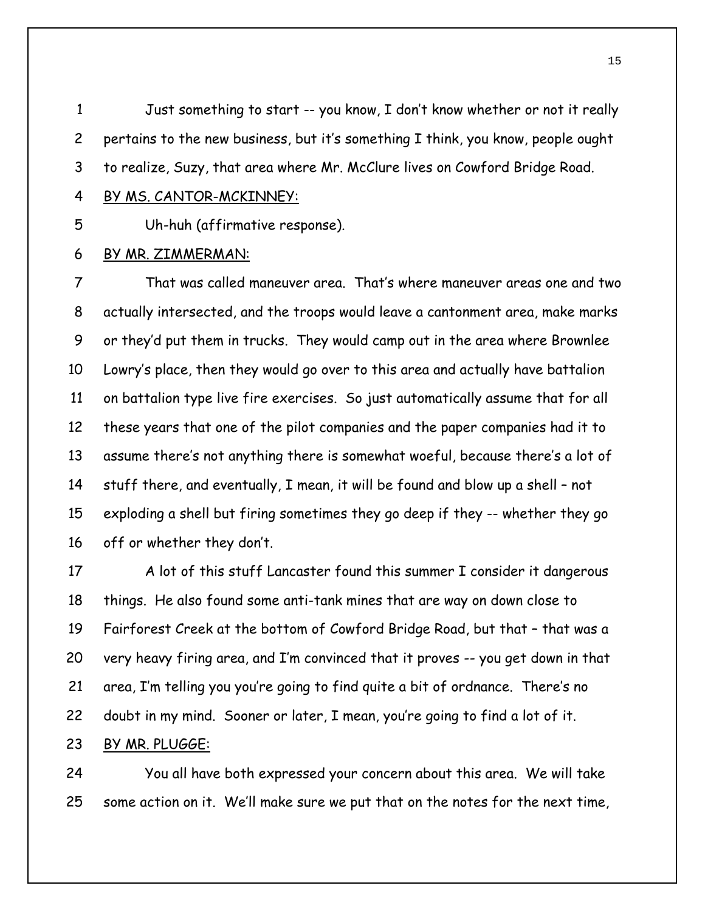Just something to start -- you know, I don't know whether or not it really pertains to the new business, but it's something I think, you know, people ought to realize, Suzy, that area where Mr. McClure lives on Cowford Bridge Road.

BY MS. CANTOR-MCKINNEY:

Uh-huh (affirmative response).

BY MR. ZIMMERMAN:

That was called maneuver area. That's where maneuver areas one and two actually intersected, and the troops would leave a cantonment area, make marks or they'd put them in trucks. They would camp out in the area where Brownlee Lowry's place, then they would go over to this area and actually have battalion on battalion type live fire exercises. So just automatically assume that for all these years that one of the pilot companies and the paper companies had it to assume there's not anything there is somewhat woeful, because there's a lot of stuff there, and eventually, I mean, it will be found and blow up a shell – not exploding a shell but firing sometimes they go deep if they -- whether they go off or whether they don't.

A lot of this stuff Lancaster found this summer I consider it dangerous things. He also found some anti-tank mines that are way on down close to Fairforest Creek at the bottom of Cowford Bridge Road, but that – that was a very heavy firing area, and I'm convinced that it proves -- you get down in that area, I'm telling you you're going to find quite a bit of ordnance. There's no doubt in my mind. Sooner or later, I mean, you're going to find a lot of it.

BY MR. PLUGGE:

You all have both expressed your concern about this area. We will take some action on it. We'll make sure we put that on the notes for the next time,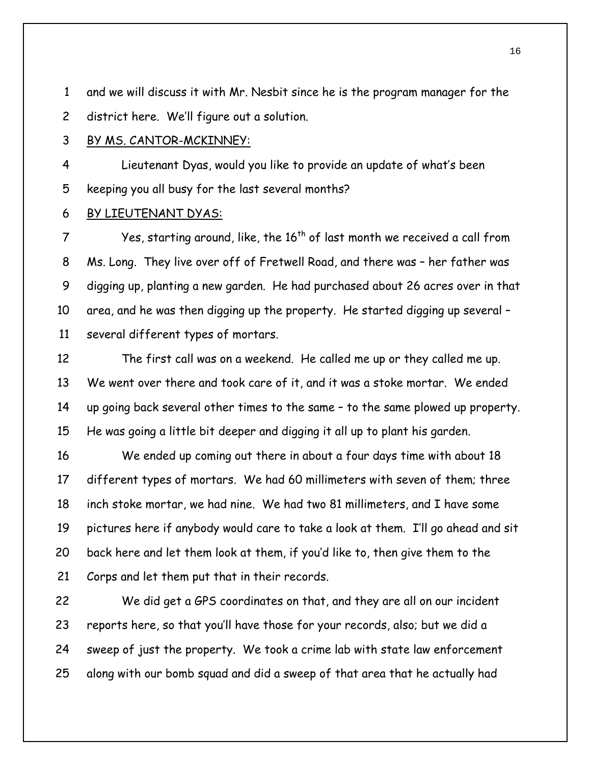and we will discuss it with Mr. Nesbit since he is the program manager for the district here. We'll figure out a solution.

BY MS. CANTOR-MCKINNEY:

Lieutenant Dyas, would you like to provide an update of what's been keeping you all busy for the last several months?

BY LIEUTENANT DYAS:

Yes, starting around, like, the 16th of last month we received a call from Ms. Long. They live over off of Fretwell Road, and there was – her father was digging up, planting a new garden. He had purchased about 26 acres over in that area, and he was then digging up the property. He started digging up several – several different types of mortars.

The first call was on a weekend. He called me up or they called me up. We went over there and took care of it, and it was a stoke mortar. We ended up going back several other times to the same – to the same plowed up property. He was going a little bit deeper and digging it all up to plant his garden.

We ended up coming out there in about a four days time with about 18 different types of mortars. We had 60 millimeters with seven of them; three inch stoke mortar, we had nine. We had two 81 millimeters, and I have some pictures here if anybody would care to take a look at them. I'll go ahead and sit back here and let them look at them, if you'd like to, then give them to the Corps and let them put that in their records.

We did get a GPS coordinates on that, and they are all on our incident reports here, so that you'll have those for your records, also; but we did a sweep of just the property. We took a crime lab with state law enforcement along with our bomb squad and did a sweep of that area that he actually had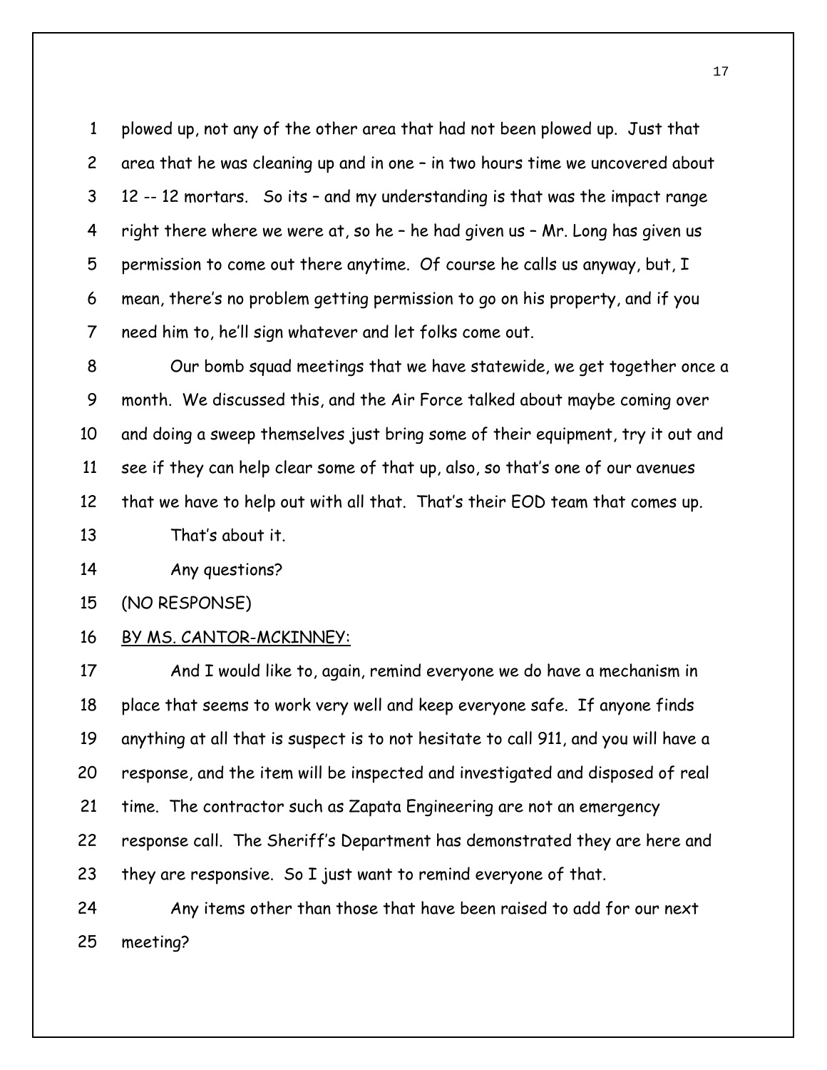plowed up, not any of the other area that had not been plowed up. Just that area that he was cleaning up and in one – in two hours time we uncovered about 12 -- 12 mortars. So its – and my understanding is that was the impact range right there where we were at, so he – he had given us – Mr. Long has given us permission to come out there anytime. Of course he calls us anyway, but, I mean, there's no problem getting permission to go on his property, and if you need him to, he'll sign whatever and let folks come out.

Our bomb squad meetings that we have statewide, we get together once a month. We discussed this, and the Air Force talked about maybe coming over and doing a sweep themselves just bring some of their equipment, try it out and see if they can help clear some of that up, also, so that's one of our avenues that we have to help out with all that. That's their EOD team that comes up.

That's about it.

Any questions?

(NO RESPONSE)

BY MS. CANTOR-MCKINNEY:

And I would like to, again, remind everyone we do have a mechanism in place that seems to work very well and keep everyone safe. If anyone finds anything at all that is suspect is to not hesitate to call 911, and you will have a response, and the item will be inspected and investigated and disposed of real time. The contractor such as Zapata Engineering are not an emergency response call. The Sheriff's Department has demonstrated they are here and they are responsive. So I just want to remind everyone of that.

Any items other than those that have been raised to add for our next meeting?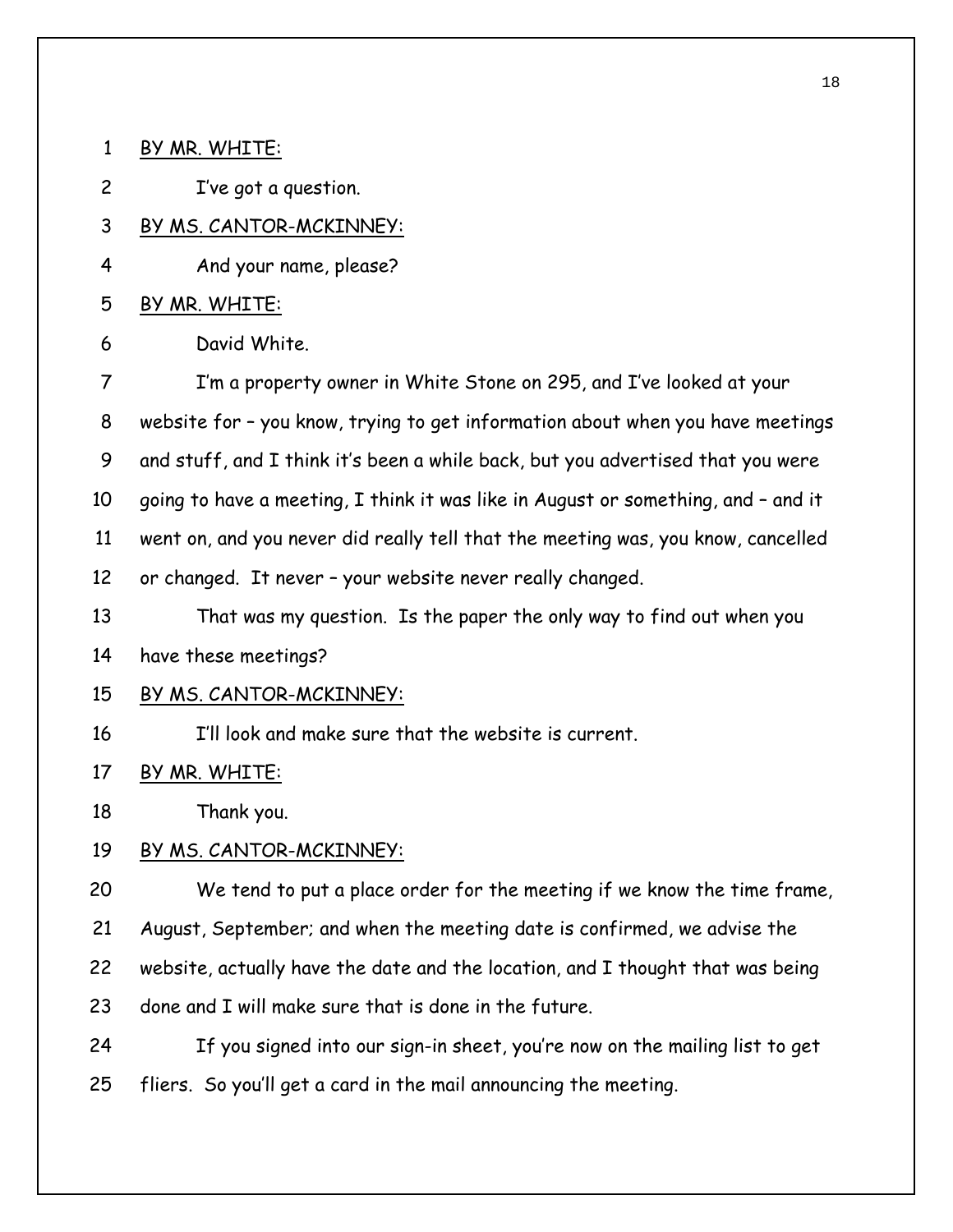BY MR. WHITE:

I've got a question.

BY MS. CANTOR-MCKINNEY:

And your name, please?

BY MR. WHITE:

David White.

I'm a property owner in White Stone on 295, and I've looked at your website for – you know, trying to get information about when you have meetings and stuff, and I think it's been a while back, but you advertised that you were going to have a meeting, I think it was like in August or something, and – and it went on, and you never did really tell that the meeting was, you know, cancelled or changed. It never – your website never really changed.

That was my question. Is the paper the only way to find out when you have these meetings?

BY MS. CANTOR-MCKINNEY:

I'll look and make sure that the website is current.

BY MR. WHITE:

Thank you.

BY MS. CANTOR-MCKINNEY:

We tend to put a place order for the meeting if we know the time frame, August, September; and when the meeting date is confirmed, we advise the website, actually have the date and the location, and I thought that was being done and I will make sure that is done in the future.

If you signed into our sign-in sheet, you're now on the mailing list to get fliers. So you'll get a card in the mail announcing the meeting.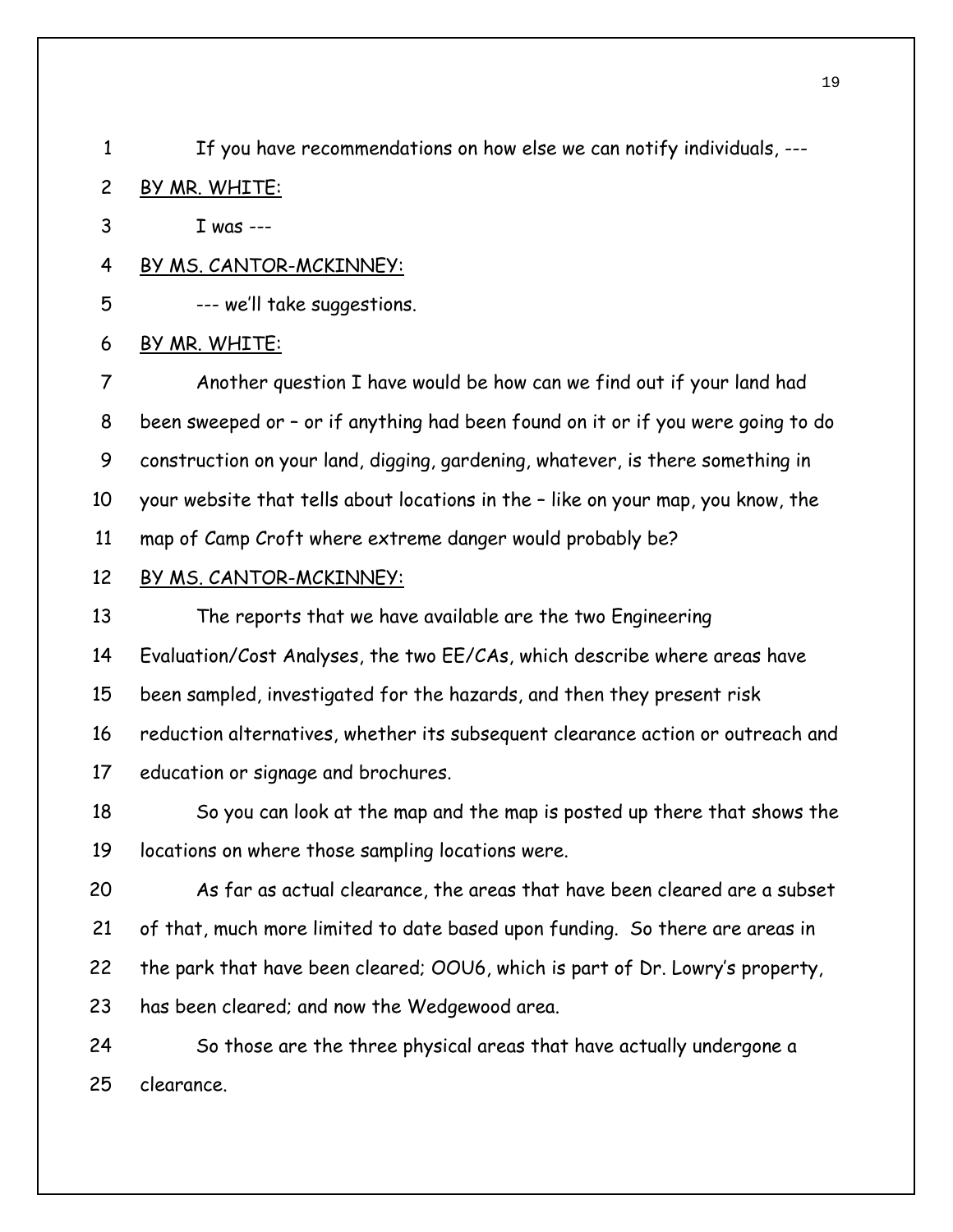1 If you have recommendations on how else we can notify individuals, ---

2 BY MR. WHITE:

3 I was ---

4 BY MS. CANTOR-MCKINNEY:

5 --- we'll take suggestions.

6 BY MR. WHITE:

7 Another question I have would be how can we find out if your land had
8 been sweeped or – or if anything had been found on it or if you were going to do
9 construction on your land, digging, gardening, whatever, is there something in
10 your website that tells about locations in the – like on your map, you know, the
11 map of Camp Croft where extreme danger would probably be?

12 BY MS. CANTOR-MCKINNEY:

13 The reports that we have available are the two Engineering
14 Evaluation/Cost Analyses, the two EE/CAs, which describe where areas have
15 been sampled, investigated for the hazards, and then they present risk
16 reduction alternatives, whether its subsequent clearance action or outreach and
17 education or signage and brochures.

18 So you can look at the map and the map is posted up there that shows the
19 locations on where those sampling locations were.

20 As far as actual clearance, the areas that have been cleared are a subset
21 of that, much more limited to date based upon funding. So there are areas in
22 the park that have been cleared; OOU6, which is part of Dr. Lowry's property,
23 has been cleared; and now the Wedgewood area.

24 So those are the three physical areas that have actually undergone a
25 clearance.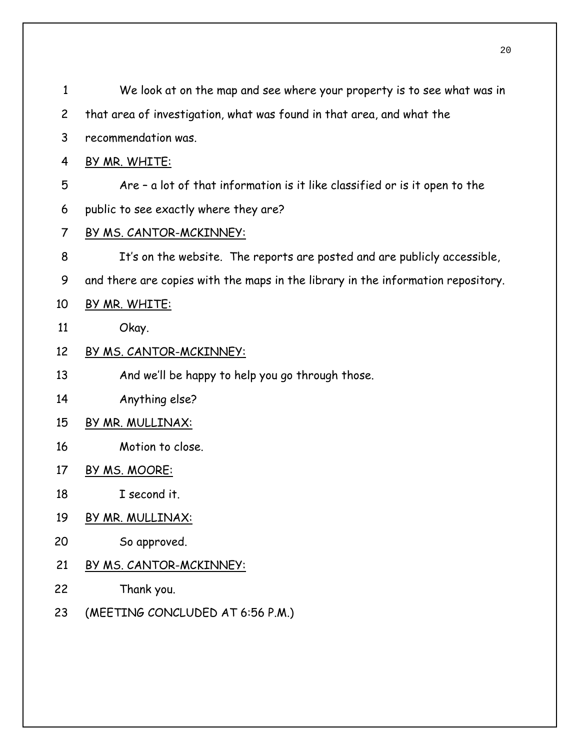We look at on the map and see where your property is to see what was in that area of investigation, what was found in that area, and what the recommendation was.

BY MR. WHITE:

Are – a lot of that information is it like classified or is it open to the public to see exactly where they are?

BY MS. CANTOR-MCKINNEY:

It's on the website. The reports are posted and are publicly accessible, and there are copies with the maps in the library in the information repository.

BY MR. WHITE:

Okay.

BY MS. CANTOR-MCKINNEY:

And we'll be happy to help you go through those.

Anything else?

BY MR. MULLINAX:

Motion to close.

BY MS. MOORE:

I second it.

BY MR. MULLINAX:

So approved.

BY MS. CANTOR-MCKINNEY:

Thank you.

(MEETING CONCLUDED AT 6:56 P.M.)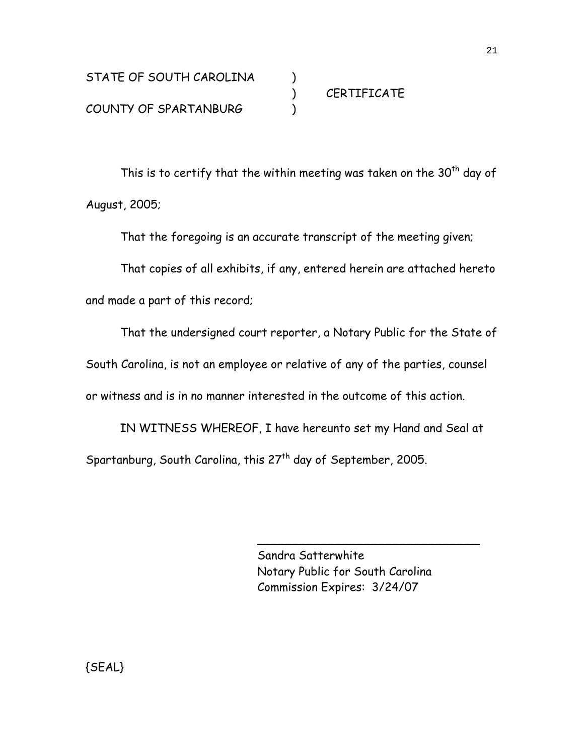STATE OF SOUTH CAROLINA )
) CERTIFICATE
COUNTY OF SPARTANBURG )

This is to certify that the within meeting was taken on the 30th day of August, 2005;

That the foregoing is an accurate transcript of the meeting given;

That copies of all exhibits, if any, entered herein are attached hereto and made a part of this record;

That the undersigned court reporter, a Notary Public for the State of South Carolina, is not an employee or relative of any of the parties, counsel or witness and is in no manner interested in the outcome of this action.

IN WITNESS WHEREOF, I have hereunto set my Hand and Seal at Spartanburg, South Carolina, this 27th day of September, 2005.

\_\_\_\_\_\_\_\_\_\_\_\_\_\_\_\_\_\_\_\_\_\_\_\_\_\_\_\_\_\_\_\_

Sandra Satterwhite
Notary Public for South Carolina
Commission Expires: 3/24/07

{SEAL}